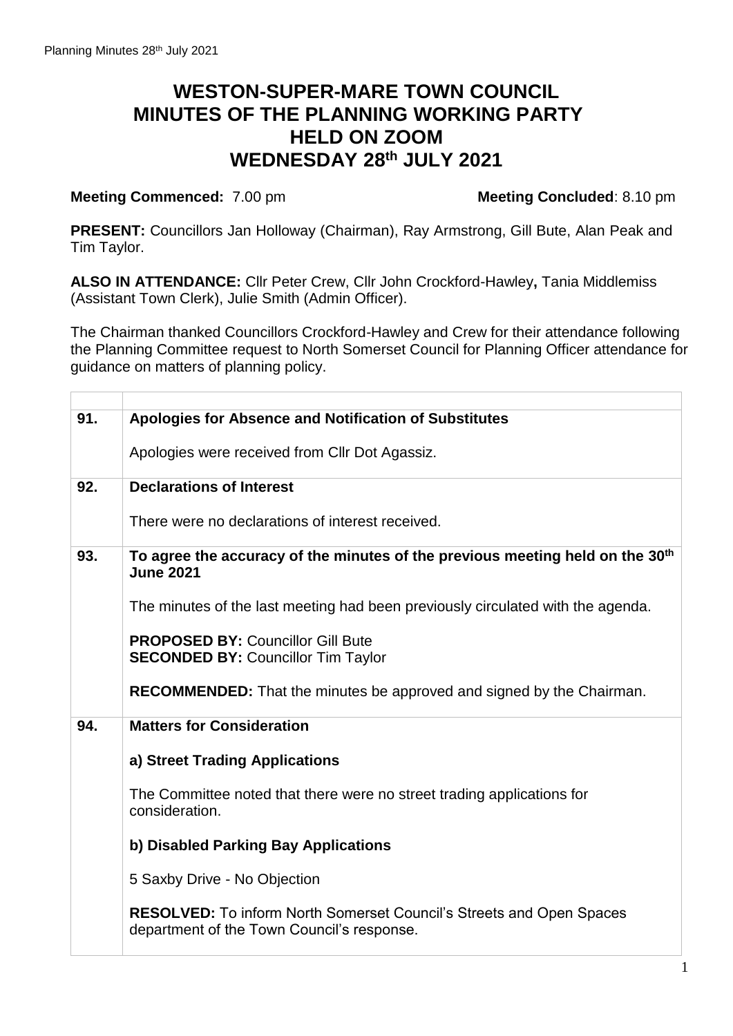# WESTON-SUPER-MARE TOWN COUNCIL
# MINUTES OF THE PLANNING WORKING PARTY
# HELD ON ZOOM
# WEDNESDAY 28th JULY 2021

**Meeting Commenced:** 7.00 pm **Meeting Concluded**: 8.10 pm

**PRESENT:** Councillors Jan Holloway (Chairman), Ray Armstrong, Gill Bute, Alan Peak and Tim Taylor.

**ALSO IN ATTENDANCE:** Cllr Peter Crew, Cllr John Crockford-Hawley**,** Tania Middlemiss (Assistant Town Clerk), Julie Smith (Admin Officer).

The Chairman thanked Councillors Crockford-Hawley and Crew for their attendance following the Planning Committee request to North Somerset Council for Planning Officer attendance for guidance on matters of planning policy.

| | |
|---|---|
| **91.** | **Apologies for Absence and Notification of Substitutes**<br><br>Apologies were received from Cllr Dot Agassiz. |
| **92.** | **Declarations of Interest**<br><br>There were no declarations of interest received. |
| **93.** | **To agree the accuracy of the minutes of the previous meeting held on the 30th June 2021**<br><br>The minutes of the last meeting had been previously circulated with the agenda.<br><br>**PROPOSED BY:** Councillor Gill Bute<br>**SECONDED BY:** Councillor Tim Taylor<br><br>**RECOMMENDED:** That the minutes be approved and signed by the Chairman. |
| **94.** | **Matters for Consideration**<br><br>**a) Street Trading Applications**<br><br>The Committee noted that there were no street trading applications for consideration.<br><br>**b) Disabled Parking Bay Applications**<br><br>5 Saxby Drive - No Objection<br><br>**RESOLVED:** To inform North Somerset Council's Streets and Open Spaces department of the Town Council's response. |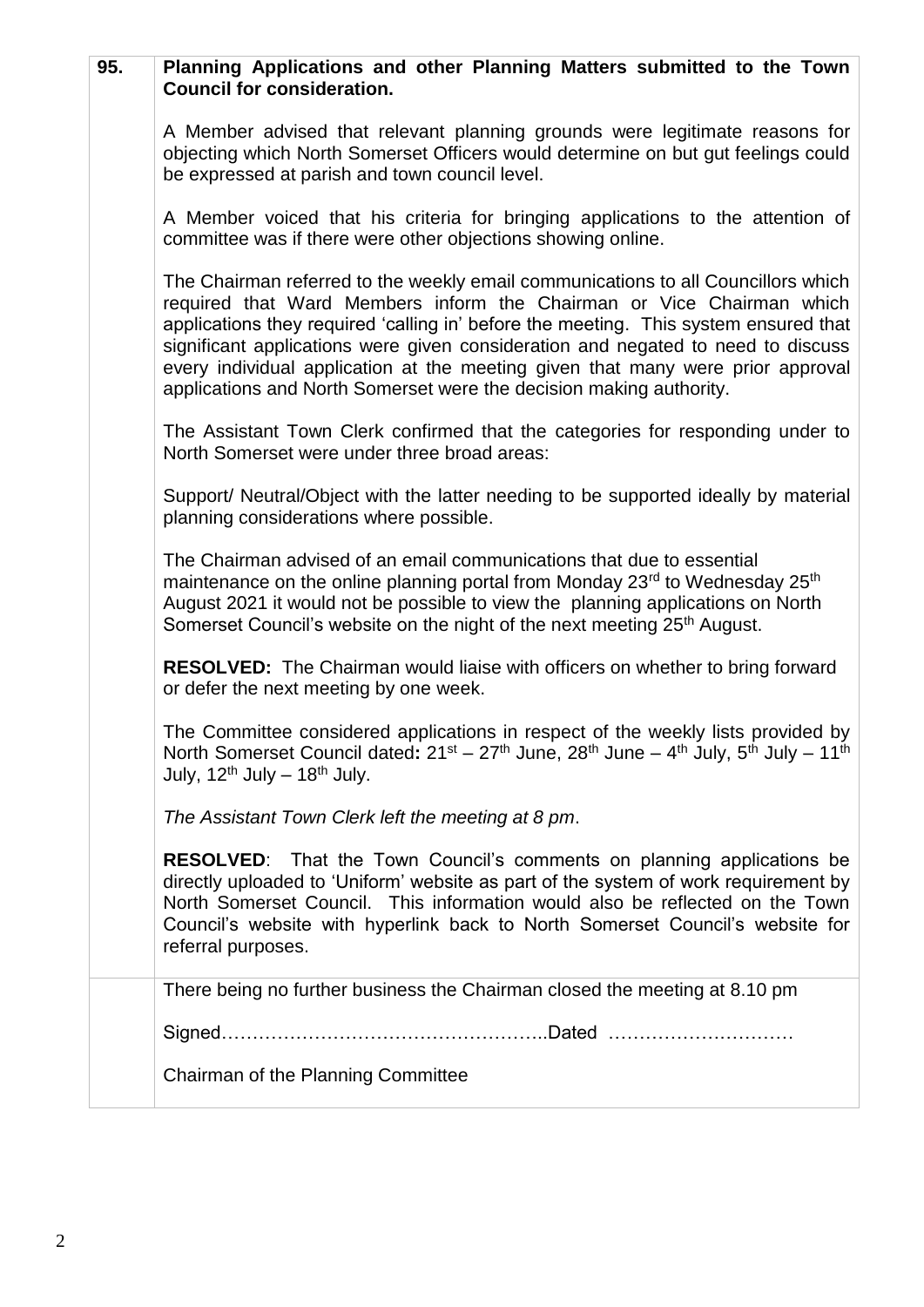**95. Planning Applications and other Planning Matters submitted to the Town Council for consideration.**

A Member advised that relevant planning grounds were legitimate reasons for objecting which North Somerset Officers would determine on but gut feelings could be expressed at parish and town council level.

A Member voiced that his criteria for bringing applications to the attention of committee was if there were other objections showing online.

The Chairman referred to the weekly email communications to all Councillors which required that Ward Members inform the Chairman or Vice Chairman which applications they required 'calling in' before the meeting. This system ensured that significant applications were given consideration and negated to need to discuss every individual application at the meeting given that many were prior approval applications and North Somerset were the decision making authority.

The Assistant Town Clerk confirmed that the categories for responding under to North Somerset were under three broad areas:

Support/ Neutral/Object with the latter needing to be supported ideally by material planning considerations where possible.

The Chairman advised of an email communications that due to essential maintenance on the online planning portal from Monday 23rd to Wednesday 25th August 2021 it would not be possible to view the planning applications on North Somerset Council's website on the night of the next meeting 25th August.

**RESOLVED:** The Chairman would liaise with officers on whether to bring forward or defer the next meeting by one week.

The Committee considered applications in respect of the weekly lists provided by North Somerset Council dated**:** 21st – 27th June, 28th June – 4th July, 5th July – 11th July, 12th July – 18th July.

*The Assistant Town Clerk left the meeting at 8 pm*.

**RESOLVED**: That the Town Council's comments on planning applications be directly uploaded to 'Uniform' website as part of the system of work requirement by North Somerset Council. This information would also be reflected on the Town Council's website with hyperlink back to North Somerset Council's website for referral purposes.

There being no further business the Chairman closed the meeting at 8.10 pm

Signed……………………………………………..Dated …………………………

Chairman of the Planning Committee